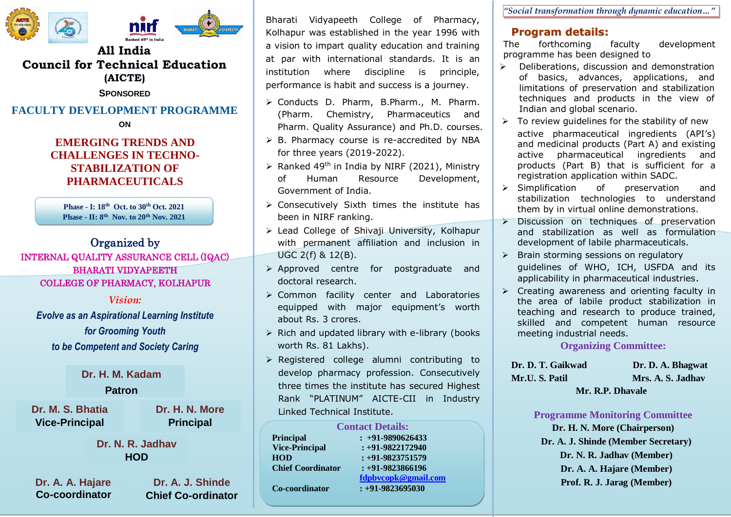# All India Council for Technical Education (AICTE)

SPONSORED

## FACULTY DEVELOPMENT PROGRAMME

ON

## EMERGING TRENDS AND CHALLENGES IN TECHNO-STABILIZATION OF PHARMACEUTICALS

**Phase - I: 18th Oct. to 30th Oct. 2021**
**Phase - II: 8th Nov. to 20th Nov. 2021**

### Organized by

INTERNAL QUALITY ASSURANCE CELL (IQAC)
BHARATI VIDYAPEETH
COLLEGE OF PHARMACY, KOLHAPUR

*Vision:*

*Evolve as an Aspirational Learning Institute for Grooming Youth to be Competent and Society Caring*

**Dr. H. M. Kadam**
**Patron**

**Dr. M. S. Bhatia**
**Vice-Principal**

**Dr. H. N. More**
**Principal**

**Dr. N. R. Jadhav**
**HOD**

**Dr. A. A. Hajare**
**Co-coordinator**

**Dr. A. J. Shinde**
**Chief Co-ordinator**

Bharati Vidyapeeth College of Pharmacy, Kolhapur was established in the year 1996 with a vision to impart quality education and training at par with international standards. It is an institution where discipline is principle, performance is habit and success is a journey.

- Conducts D. Pharm, B.Pharm., M. Pharm. (Pharm. Chemistry, Pharmaceutics and Pharm. Quality Assurance) and Ph.D. courses.
- B. Pharmacy course is re-accredited by NBA for three years (2019-2022).
- Ranked 49th in India by NIRF (2021), Ministry of Human Resource Development, Government of India.
- Consecutively Sixth times the institute has been in NIRF ranking.
- Lead College of Shivaji University, Kolhapur with permanent affiliation and inclusion in UGC 2(f) & 12(B).
- Approved centre for postgraduate and doctoral research.
- Common facility center and Laboratories equipped with major equipment's worth about Rs. 3 crores.
- Rich and updated library with e-library (books worth Rs. 81 Lakhs).
- Registered college alumni contributing to develop pharmacy profession. Consecutively three times the institute has secured Highest Rank "PLATINUM" AICTE-CII in Industry Linked Technical Institute.

### Contact Details:

| | |
|---|---|
| **Principal** | : +91-9890626433 |
| **Vice-Principal** | : +91-9822172940 |
| **HOD** | : +91-9823751579 |
| **Chief Coordinator** | : +91-9823866196 |
| | fdpbvcopk@gmail.com |
| **Co-coordinator** | : +91-9823695030 |

*"Social transformation through dynamic education..."*

## Program details:

The forthcoming faculty development programme has been designed to

- Deliberations, discussion and demonstration of basics, advances, applications, and limitations of preservation and stabilization techniques and products in the view of Indian and global scenario.
- To review guidelines for the stability of new active pharmaceutical ingredients (API's) and medicinal products (Part A) and existing active pharmaceutical ingredients and products (Part B) that is sufficient for a registration application within SADC.
- Simplification of preservation and stabilization technologies to understand them by in virtual online demonstrations.
- Discussion on techniques of preservation and stabilization as well as formulation development of labile pharmaceuticals.
- Brain storming sessions on regulatory guidelines of WHO, ICH, USFDA and its applicability in pharmaceutical industries.
- Creating awareness and orienting faculty in the area of labile product stabilization in teaching and research to produce trained, skilled and competent human resource meeting industrial needs.

### Organizing Committee:

**Dr. D. T. Gaikwad**
**Dr. D. A. Bhagwat**
**Mr.U. S. Patil**
**Mrs. A. S. Jadhav**
**Mr. R.P. Dhavale**

### Programme Monitoring Committee

**Dr. H. N. More (Chairperson)**
**Dr. A. J. Shinde (Member Secretary)**
**Dr. N. R. Jadhav (Member)**
**Dr. A. A. Hajare (Member)**
**Prof. R. J. Jarag (Member)**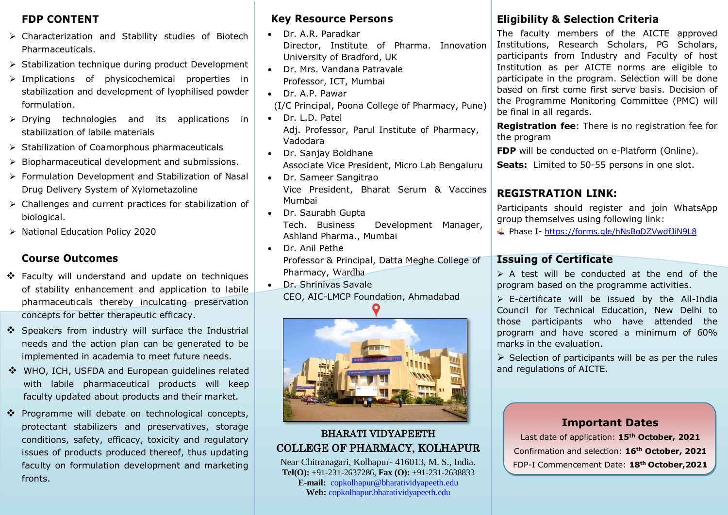## FDP CONTENT

- Characterization and Stability studies of Biotech Pharmaceuticals.
- Stabilization technique during product Development
- Implications of physicochemical properties in stabilization and development of lyophilised powder formulation.
- Drying technologies and its applications in stabilization of labile materials
- Stabilization of Coamorphous pharmaceuticals
- Biopharmaceutical development and submissions.
- Formulation Development and Stabilization of Nasal Drug Delivery System of Xylometazoline
- Challenges and current practices for stabilization of biological.
- National Education Policy 2020

## Course Outcomes

- Faculty will understand and update on techniques of stability enhancement and application to labile pharmaceuticals thereby inculcating preservation concepts for better therapeutic efficacy.
- Speakers from industry will surface the Industrial needs and the action plan can be generated to be implemented in academia to meet future needs.
- WHO, ICH, USFDA and European guidelines related with labile pharmaceutical products will keep faculty updated about products and their market.
- Programme will debate on technological concepts, protectant stabilizers and preservatives, storage conditions, safety, efficacy, toxicity and regulatory issues of products produced thereof, thus updating faculty on formulation development and marketing fronts.

## Key Resource Persons

- Dr. A.R. Paradkar
  Director, Institute of Pharma. Innovation University of Bradford, UK
- Dr. Mrs. Vandana Patravale
  Professor, ICT, Mumbai
- Dr. A.P. Pawar
  (I/C Principal, Poona College of Pharmacy, Pune)
- Dr. L.D. Patel
  Adj. Professor, Parul Institute of Pharmacy, Vadodara
- Dr. Sanjay Boldhane
  Associate Vice President, Micro Lab Bengaluru
- Dr. Sameer Sangitrao
  Vice President, Bharat Serum & Vaccines Mumbai
- Dr. Saurabh Gupta
  Tech. Business Development Manager, Ashland Pharma., Mumbai
- Dr. Anil Pethe
  Professor & Principal, Datta Meghe College of Pharmacy, Wardha
- Dr. Shrinivas Savale
  CEO, AIC-LMCP Foundation, Ahmadabad

**BHARATI VIDYAPEETH**
**COLLEGE OF PHARMACY, KOLHAPUR**

Near Chitranagari, Kolhapur- 416013, M. S., India.
**Tel(O):** +91-231-2637286, **Fax (O):** +91-231-2638833
**E-mail:** copkolhapur@bharatividyapeeth.edu
**Web:** copkolhapur.bharatividyapeeth.edu

## Eligibility & Selection Criteria

The faculty members of the AICTE approved Institutions, Research Scholars, PG Scholars, participants from Industry and Faculty of host Institution as per AICTE norms are eligible to participate in the program. Selection will be done based on first come first serve basis. Decision of the Programme Monitoring Committee (PMC) will be final in all regards.

**Registration fee**: There is no registration fee for the program

**FDP** will be conducted on e-Platform (Online).

**Seats:** Limited to 50-55 persons in one slot.

## REGISTRATION LINK:

Participants should register and join WhatsApp group themselves using following link:

- Phase I- https://forms.gle/hNsBoDZVwdfJiN9L8

## Issuing of Certificate

- A test will be conducted at the end of the program based on the programme activities.
- E-certificate will be issued by the All-India Council for Technical Education, New Delhi to those participants who have attended the program and have scored a minimum of 60% marks in the evaluation.
- Selection of participants will be as per the rules and regulations of AICTE.

## Important Dates

Last date of application: **15th October, 2021**
Confirmation and selection: **16th October, 2021**
FDP-I Commencement Date: **18th October,2021**